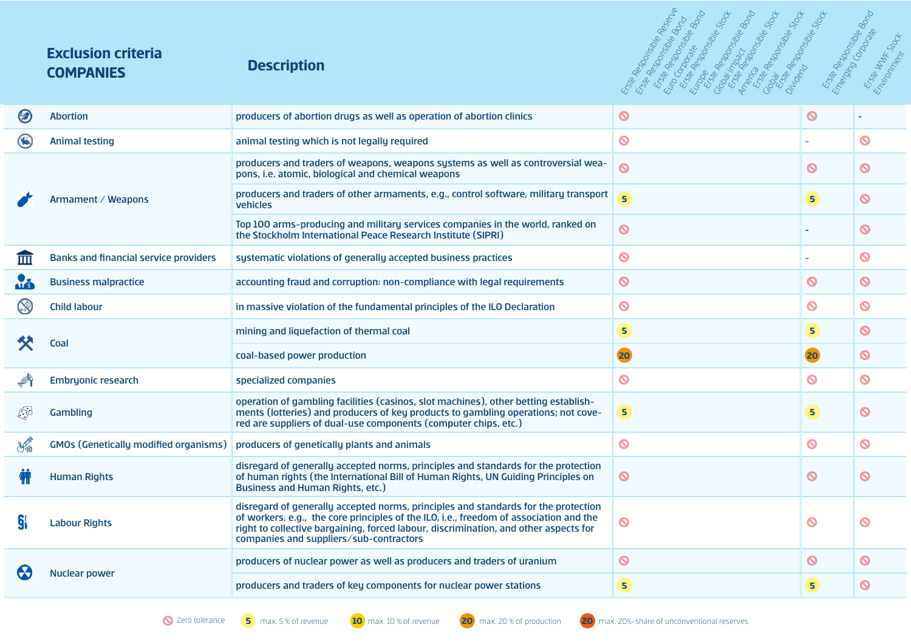| Exclusion criteria COMPANIES | Description | Erste Responsible Reserve, Erste Responsible Bond, Erste Responsible Bond Euro Corporate, Erste Responsible Stock Europe, Erste Responsible Bond Global Impact, Erste Responsible Stock America, Erste Responsible Stock Global, Erste Responsible Stock Dividend | Erste Responsible Bond Emerging Corporate | Erste WWF Stock Environment |
|---|---|---|---|---|
| Abortion | producers of abortion drugs as well as operation of abortion clinics | ⊘ | ⊘ | - |
| Animal testing | animal testing which is not legally required | ⊘ | - | ⊘ |
| Armament / Weapons | producers and traders of weapons, weapons systems as well as controversial weapons, i.e. atomic, biological and chemical weapons | ⊘ | ⊘ | ⊘ |
| | producers and traders of other armaments, e.g., control software, military transport vehicles | 5 | 5 | ⊘ |
| | Top 100 arms-producing and military services companies in the world, ranked on the Stockholm International Peace Research Institute (SIPRI) | ⊘ | - | ⊘ |
| Banks and financial service providers | systematic violations of generally accepted business practices | ⊘ | - | ⊘ |
| Business malpractice | accounting fraud and corruption: non-compliance with legal requirements | ⊘ | ⊘ | ⊘ |
| Child labour | in massive violation of the fundamental principles of the ILO Declaration | ⊘ | ⊘ | ⊘ |
| Coal | mining and liquefaction of thermal coal | 5 | 5 | ⊘ |
| | coal-based power production | 20 | 20 | ⊘ |
| Embryonic research | specialized companies | ⊘ | ⊘ | ⊘ |
| Gambling | operation of gambling facilities (casinos, slot machines), other betting establishments (lotteries) and producers of key products to gambling operations; not covered are suppliers of dual-use components (computer chips, etc.) | 5 | 5 | ⊘ |
| GMOs (Genetically modified organisms) | producers of genetically plants and animals | ⊘ | ⊘ | ⊘ |
| Human Rights | disregard of generally accepted norms, principles and standards for the protection of human rights (the International Bill of Human Rights, UN Guiding Principles on Business and Human Rights, etc.) | ⊘ | ⊘ | ⊘ |
| Labour Rights | disregard of generally accepted norms, principles and standards for the protection of workers, e.g., the core principles of the ILO, i.e., freedom of association and the right to collective bargaining, forced labour, discrimination, and other aspects for companies and suppliers/sub-contractors | ⊘ | ⊘ | ⊘ |
| Nuclear power | producers of nuclear power as well as producers and traders of uranium | ⊘ | ⊘ | ⊘ |
| | producers and traders of key components for nuclear power stations | 5 | 5 | ⊘ |

⊘ Zero tolerance — 5 max. 5 % of revenue — 10 max. 10 % of revenue — 20 max. 20 % of production — 20 max. 20%-share of unconventional reserves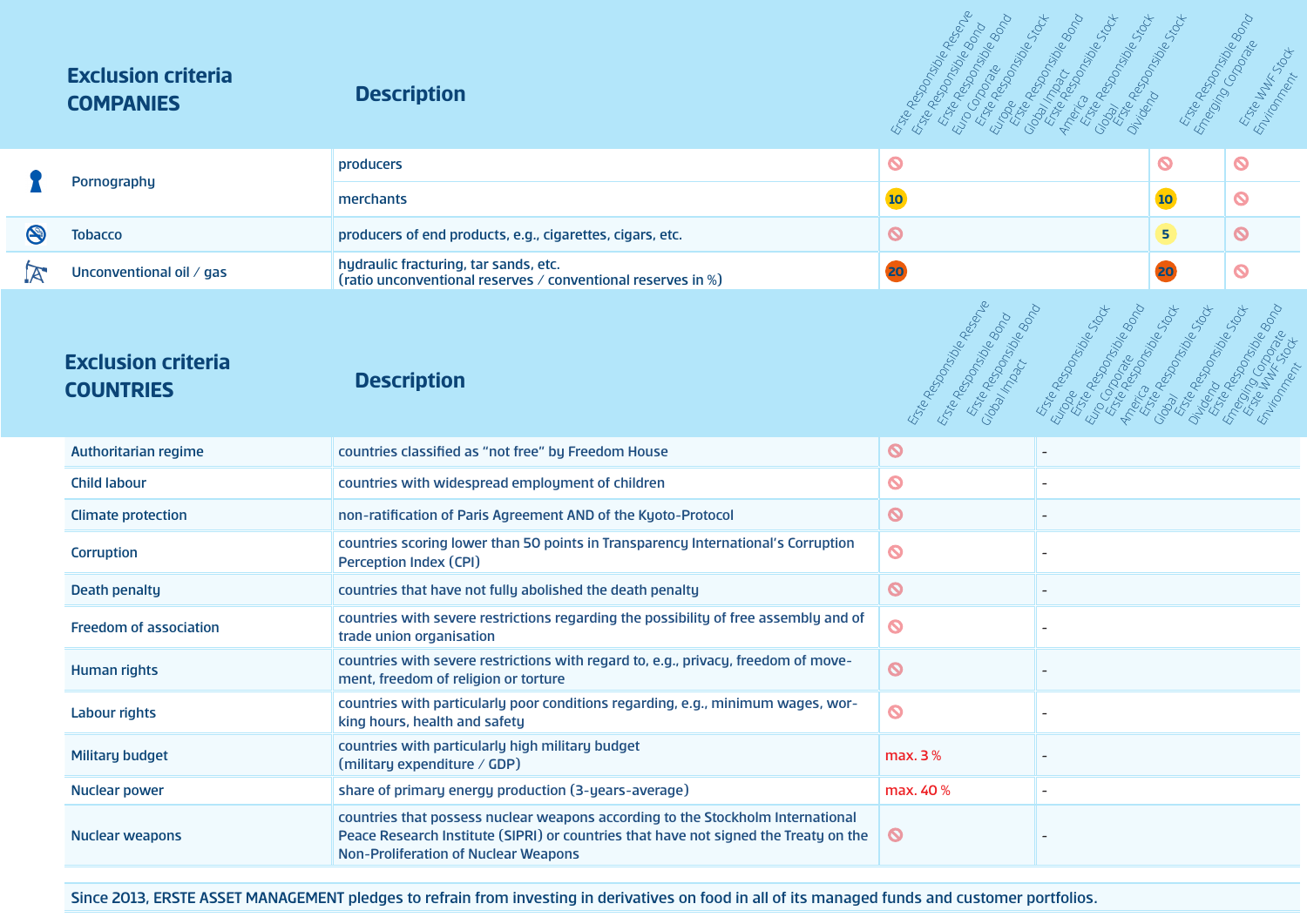| Exclusion criteria COMPANIES | | Description | Erste Responsible Reserve, Erste Responsible Bond, Erste Responsible Bond Euro Corporate, Erste Responsible Stock Europe, Erste Responsible Bond Global Impact, Erste Responsible Stock America, Erste Responsible Stock Global, Erste Responsible Stock Dividend | Erste Responsible Bond Emerging Corporate | Erste WWF Stock Environment |
|---|---|---|---|---|---|
| Pornography | | producers | ⦸ | ⦸ | ⦸ |
| | | merchants | 10 | 10 | ⦸ |
| Tobacco | | producers of end products, e.g., cigarettes, cigars, etc. | ⦸ | 5 | ⦸ |
| Unconventional oil / gas | | hydraulic fracturing, tar sands, etc. (ratio unconventional reserves / conventional reserves in %) | 20 | 20 | ⦸ |

| Exclusion criteria COUNTRIES | Description | Erste Responsible Reserve, Erste Responsible Bond, Erste Responsible Bond Global Impact | Erste Responsible Stock Europe, Erste Responsible Bond Euro Corporate, Erste Responsible Stock America, Erste Responsible Stock Global, Erste Responsible Stock Dividend, Erste Responsible Bond Emerging Corporate, Erste WWF Stock Environment |
|---|---|---|---|
| Authoritarian regime | countries classified as "not free" by Freedom House | ⦸ | - |
| Child labour | countries with widespread employment of children | ⦸ | - |
| Climate protection | non-ratification of Paris Agreement AND of the Kyoto-Protocol | ⦸ | - |
| Corruption | countries scoring lower than 50 points in Transparency International's Corruption Perception Index (CPI) | ⦸ | - |
| Death penalty | countries that have not fully abolished the death penalty | ⦸ | - |
| Freedom of association | countries with severe restrictions regarding the possibility of free assembly and of trade union organisation | ⦸ | - |
| Human rights | countries with severe restrictions with regard to, e.g., privacy, freedom of movement, freedom of religion or torture | ⦸ | - |
| Labour rights | countries with particularly poor conditions regarding, e.g., minimum wages, working hours, health and safety | ⦸ | - |
| Military budget | countries with particularly high military budget (military expenditure / GDP) | max. 3 % | - |
| Nuclear power | share of primary energy production (3-years-average) | max. 40 % | - |
| Nuclear weapons | countries that possess nuclear weapons according to the Stockholm International Peace Research Institute (SIPRI) or countries that have not signed the Treaty on the Non-Proliferation of Nuclear Weapons | ⦸ | - |

Since 2013, ERSTE ASSET MANAGEMENT pledges to refrain from investing in derivatives on food in all of its managed funds and customer portfolios.